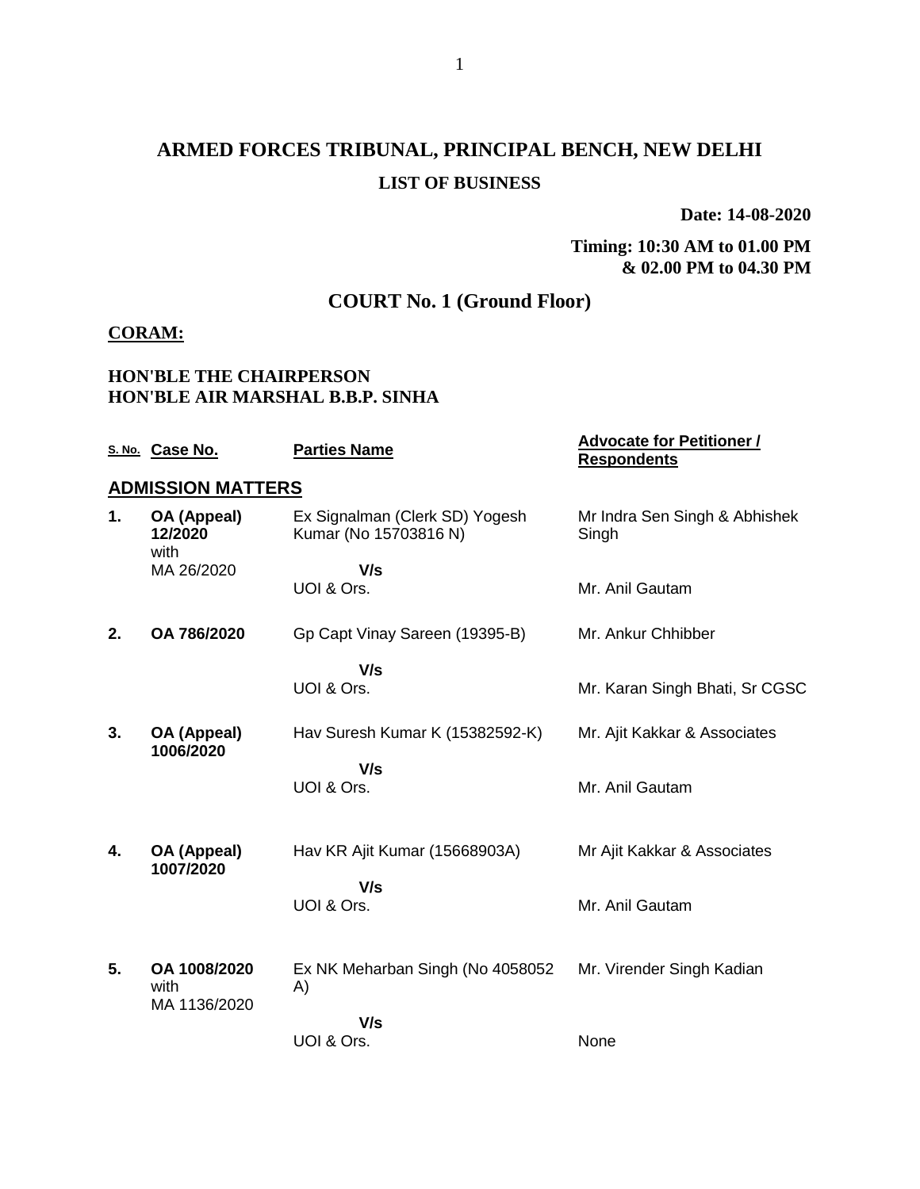# ARMED FORCES TRIBUNAL, PRINCIPAL BENCH, NEW DELHI

## LIST OF BUSINESS

**Date: 14-08-2020**

**Timing: 10:30 AM to 01.00 PM & 02.00 PM to 04.30 PM**

## COURT No. 1 (Ground Floor)

**CORAM:**

**HON'BLE THE CHAIRPERSON**
**HON'BLE AIR MARSHAL B.B.P. SINHA**

| S. No. | Case No. | Parties Name | Advocate for Petitioner / Respondents |
|---|---|---|---|
| **ADMISSION MATTERS** | | | |
| **1.** | **OA (Appeal) 12/2020** with MA 26/2020 | Ex Signalman (Clerk SD) Yogesh Kumar (No 15703816 N) | Mr Indra Sen Singh & Abhishek Singh |
| | | **V/s** | |
| | | UOI & Ors. | Mr. Anil Gautam |
| **2.** | **OA 786/2020** | Gp Capt Vinay Sareen (19395-B) | Mr. Ankur Chhibber |
| | | **V/s** | |
| | | UOI & Ors. | Mr. Karan Singh Bhati, Sr CGSC |
| **3.** | **OA (Appeal) 1006/2020** | Hav Suresh Kumar K (15382592-K) | Mr. Ajit Kakkar & Associates |
| | | **V/s** | |
| | | UOI & Ors. | Mr. Anil Gautam |
| **4.** | **OA (Appeal) 1007/2020** | Hav KR Ajit Kumar (15668903A) | Mr Ajit Kakkar & Associates |
| | | **V/s** | |
| | | UOI & Ors. | Mr. Anil Gautam |
| **5.** | **OA 1008/2020** with MA 1136/2020 | Ex NK Meharban Singh (No 4058052 A) | Mr. Virender Singh Kadian |
| | | **V/s** | |
| | | UOI & Ors. | None |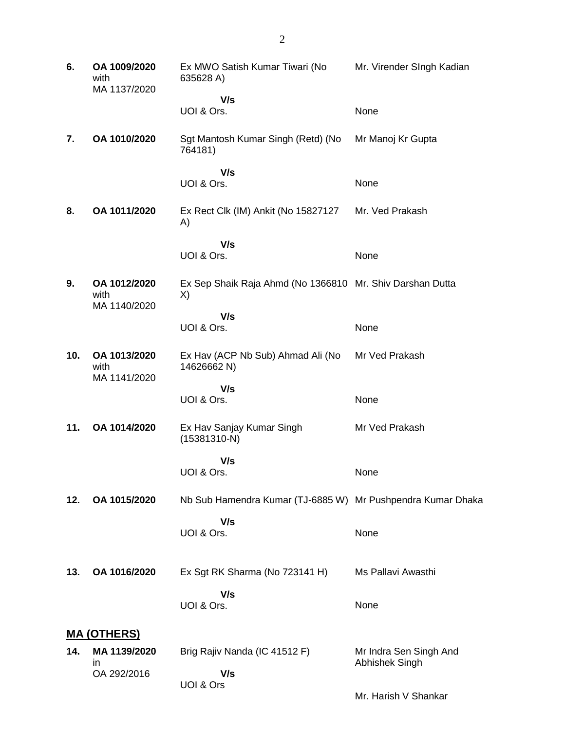| | | | |
|---|---|---|---|
| **6.** | **OA 1009/2020** with MA 1137/2020 | Ex MWO Satish Kumar Tiwari (No 635628 A)<br>**V/s**<br>UOI & Ors. | Mr. Virender SIngh Kadian<br><br>None |
| **7.** | **OA 1010/2020** | Sgt Mantosh Kumar Singh (Retd) (No 764181)<br>**V/s**<br>UOI & Ors. | Mr Manoj Kr Gupta<br><br>None |
| **8.** | **OA 1011/2020** | Ex Rect Clk (IM) Ankit (No 15827127 A)<br>**V/s**<br>UOI & Ors. | Mr. Ved Prakash<br><br>None |
| **9.** | **OA 1012/2020** with MA 1140/2020 | Ex Sep Shaik Raja Ahmd (No 1366810 X)<br>**V/s**<br>UOI & Ors. | Mr. Shiv Darshan Dutta<br><br>None |
| **10.** | **OA 1013/2020** with MA 1141/2020 | Ex Hav (ACP Nb Sub) Ahmad Ali (No 14626662 N)<br>**V/s**<br>UOI & Ors. | Mr Ved Prakash<br><br>None |
| **11.** | **OA 1014/2020** | Ex Hav Sanjay Kumar Singh (15381310-N)<br>**V/s**<br>UOI & Ors. | Mr Ved Prakash<br><br>None |
| **12.** | **OA 1015/2020** | Nb Sub Hamendra Kumar (TJ-6885 W)<br>**V/s**<br>UOI & Ors. | Mr Pushpendra Kumar Dhaka<br><br>None |
| **13.** | **OA 1016/2020** | Ex Sgt RK Sharma (No 723141 H)<br>**V/s**<br>UOI & Ors. | Ms Pallavi Awasthi<br><br>None |

## MA (OTHERS)

| | | | |
|---|---|---|---|
| **14.** | **MA 1139/2020** in OA 292/2016 | Brig Rajiv Nanda (IC 41512 F)<br>**V/s**<br>UOI & Ors | Mr Indra Sen Singh And Abhishek Singh<br><br>Mr. Harish V Shankar |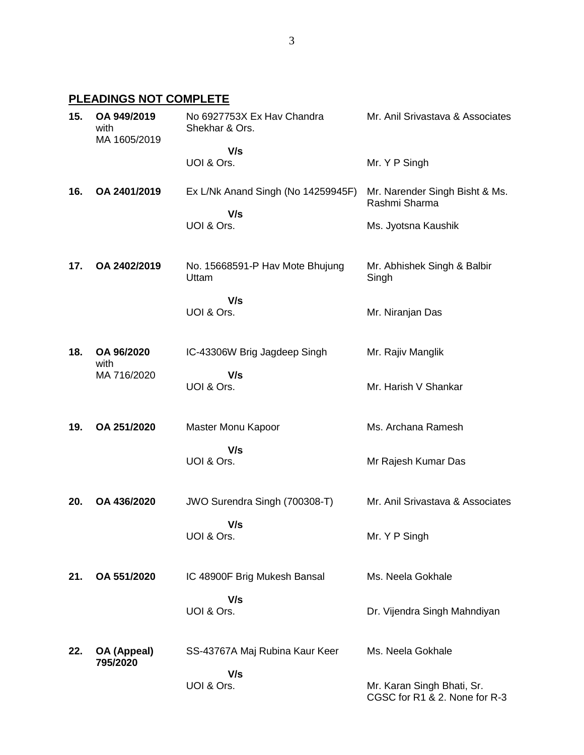## PLEADINGS NOT COMPLETE

| No. | Case No. | Parties | Counsel |
|---|---|---|---|
| **15.** | **OA 949/2019** with MA 1605/2019 | No 6927753X Ex Hav Chandra Shekhar & Ors.<br>**V/s**<br>UOI & Ors. | Mr. Anil Srivastava & Associates<br><br>Mr. Y P Singh |
| **16.** | **OA 2401/2019** | Ex L/Nk Anand Singh (No 14259945F)<br>**V/s**<br>UOI & Ors. | Mr. Narender Singh Bisht & Ms. Rashmi Sharma<br><br>Ms. Jyotsna Kaushik |
| **17.** | **OA 2402/2019** | No. 15668591-P Hav Mote Bhujung Uttam<br>**V/s**<br>UOI & Ors. | Mr. Abhishek Singh & Balbir Singh<br><br>Mr. Niranjan Das |
| **18.** | **OA 96/2020** with MA 716/2020 | IC-43306W Brig Jagdeep Singh<br>**V/s**<br>UOI & Ors. | Mr. Rajiv Manglik<br><br>Mr. Harish V Shankar |
| **19.** | **OA 251/2020** | Master Monu Kapoor<br>**V/s**<br>UOI & Ors. | Ms. Archana Ramesh<br><br>Mr Rajesh Kumar Das |
| **20.** | **OA 436/2020** | JWO Surendra Singh (700308-T)<br>**V/s**<br>UOI & Ors. | Mr. Anil Srivastava & Associates<br><br>Mr. Y P Singh |
| **21.** | **OA 551/2020** | IC 48900F Brig Mukesh Bansal<br>**V/s**<br>UOI & Ors. | Ms. Neela Gokhale<br><br>Dr. Vijendra Singh Mahndiyan |
| **22.** | **OA (Appeal) 795/2020** | SS-43767A Maj Rubina Kaur Keer<br>**V/s**<br>UOI & Ors. | Ms. Neela Gokhale<br><br>Mr. Karan Singh Bhati, Sr. CGSC for R1 & 2. None for R-3 |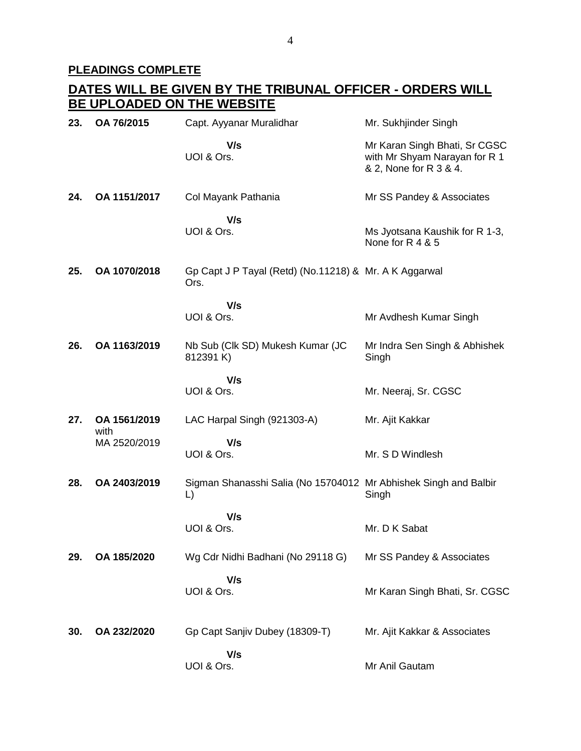**PLEADINGS COMPLETE**

## DATES WILL BE GIVEN BY THE TRIBUNAL OFFICER - ORDERS WILL BE UPLOADED ON THE WEBSITE

| | | | |
|---|---|---|---|
| **23.** | **OA 76/2015** | Capt. Ayyanar Muralidhar<br>**V/s**<br>UOI & Ors. | Mr. Sukhjinder Singh<br><br>Mr Karan Singh Bhati, Sr CGSC with Mr Shyam Narayan for R 1 & 2, None for R 3 & 4. |
| **24.** | **OA 1151/2017** | Col Mayank Pathania<br>**V/s**<br>UOI & Ors. | Mr SS Pandey & Associates<br><br>Ms Jyotsana Kaushik for R 1-3, None for R 4 & 5 |
| **25.** | **OA 1070/2018** | Gp Capt J P Tayal (Retd) (No.11218) & Ors.<br>**V/s**<br>UOI & Ors. | Mr. A K Aggarwal<br><br>Mr Avdhesh Kumar Singh |
| **26.** | **OA 1163/2019** | Nb Sub (Clk SD) Mukesh Kumar (JC 812391 K)<br>**V/s**<br>UOI & Ors. | Mr Indra Sen Singh & Abhishek Singh<br><br>Mr. Neeraj, Sr. CGSC |
| **27.** | **OA 1561/2019** with MA 2520/2019 | LAC Harpal Singh (921303-A)<br>**V/s**<br>UOI & Ors. | Mr. Ajit Kakkar<br><br>Mr. S D Windlesh |
| **28.** | **OA 2403/2019** | Sigman Shanasshi Salia (No 15704012 L)<br>**V/s**<br>UOI & Ors. | Mr Abhishek Singh and Balbir Singh<br><br>Mr. D K Sabat |
| **29.** | **OA 185/2020** | Wg Cdr Nidhi Badhani (No 29118 G)<br>**V/s**<br>UOI & Ors. | Mr SS Pandey & Associates<br><br>Mr Karan Singh Bhati, Sr. CGSC |
| **30.** | **OA 232/2020** | Gp Capt Sanjiv Dubey (18309-T)<br>**V/s**<br>UOI & Ors. | Mr. Ajit Kakkar & Associates<br><br>Mr Anil Gautam |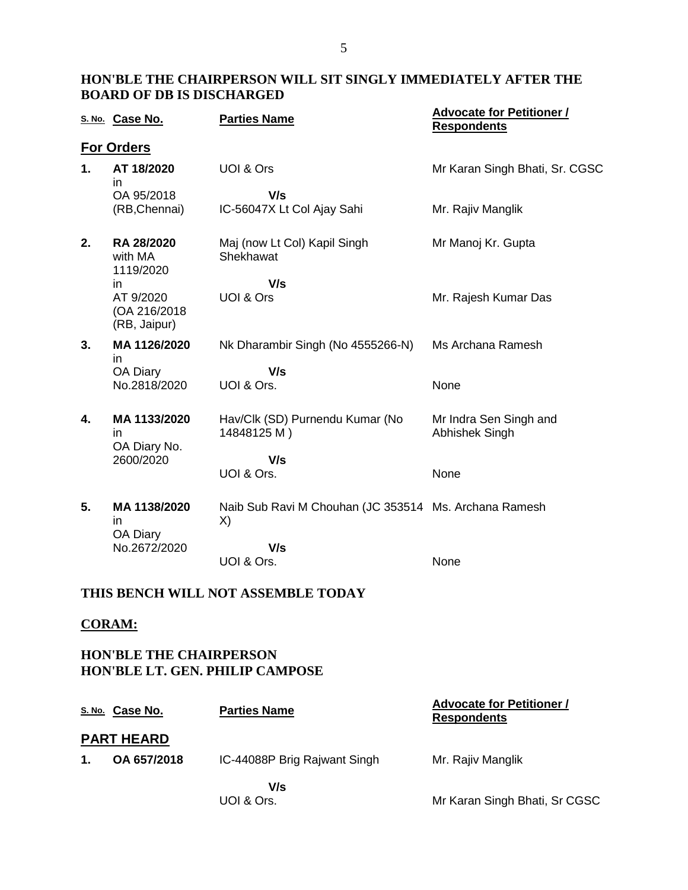**HON'BLE THE CHAIRPERSON WILL SIT SINGLY IMMEDIATELY AFTER THE BOARD OF DB IS DISCHARGED**

| S. No. | Case No. | Parties Name | Advocate for Petitioner / Respondents |
|---|---|---|---|
| **For Orders** | | | |
| **1.** | **AT 18/2020** in OA 95/2018 (RB,Chennai) | UOI & Ors **V/s** IC-56047X Lt Col Ajay Sahi | Mr Karan Singh Bhati, Sr. CGSC / Mr. Rajiv Manglik |
| **2.** | **RA 28/2020** with MA 1119/2020 in AT 9/2020 (OA 216/2018 (RB, Jaipur) | Maj (now Lt Col) Kapil Singh Shekhawat **V/s** UOI & Ors | Mr Manoj Kr. Gupta / Mr. Rajesh Kumar Das |
| **3.** | **MA 1126/2020** in OA Diary No.2818/2020 | Nk Dharambir Singh (No 4555266-N) **V/s** UOI & Ors. | Ms Archana Ramesh / None |
| **4.** | **MA 1133/2020** in OA Diary No. 2600/2020 | Hav/Clk (SD) Purnendu Kumar (No 14848125 M ) **V/s** UOI & Ors. | Mr Indra Sen Singh and Abhishek Singh / None |
| **5.** | **MA 1138/2020** in OA Diary No.2672/2020 | Naib Sub Ravi M Chouhan (JC 353514 X) **V/s** UOI & Ors. | Ms. Archana Ramesh / None |

**THIS BENCH WILL NOT ASSEMBLE TODAY**

**CORAM:**

**HON'BLE THE CHAIRPERSON**
**HON'BLE LT. GEN. PHILIP CAMPOSE**

| S. No. | Case No. | Parties Name | Advocate for Petitioner / Respondents |
|---|---|---|---|
| **PART HEARD** | | | |
| **1.** | **OA 657/2018** | IC-44088P Brig Rajwant Singh **V/s** UOI & Ors. | Mr. Rajiv Manglik / Mr Karan Singh Bhati, Sr CGSC |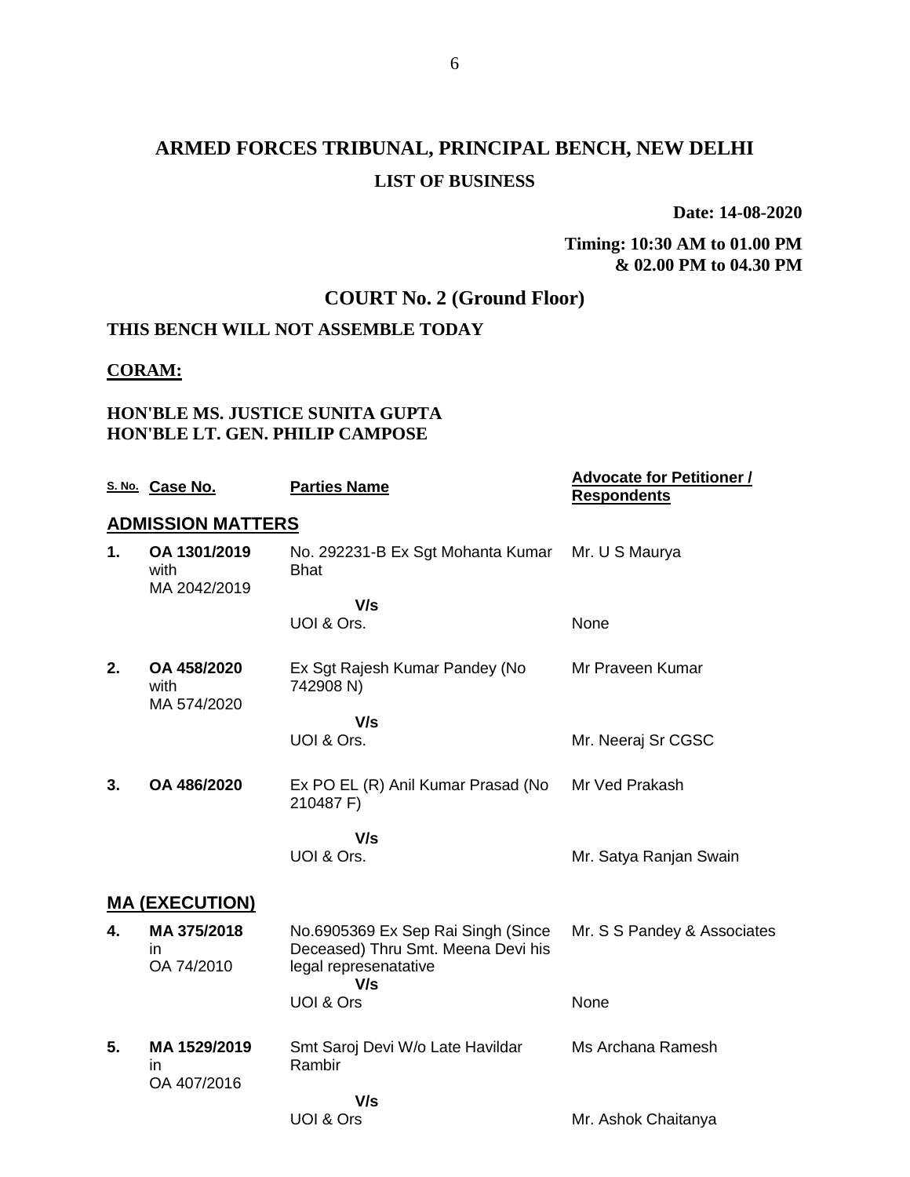# ARMED FORCES TRIBUNAL, PRINCIPAL BENCH, NEW DELHI

## LIST OF BUSINESS

**Date: 14-08-2020**

**Timing: 10:30 AM to 01.00 PM & 02.00 PM to 04.30 PM**

## COURT No. 2 (Ground Floor)

**THIS BENCH WILL NOT ASSEMBLE TODAY**

**CORAM:**

**HON'BLE MS. JUSTICE SUNITA GUPTA**
**HON'BLE LT. GEN. PHILIP CAMPOSE**

| S. No. | Case No. | Parties Name | Advocate for Petitioner / Respondents |
|---|---|---|---|
| **ADMISSION MATTERS** | | | |
| **1.** | **OA 1301/2019** with MA 2042/2019 | No. 292231-B Ex Sgt Mohanta Kumar Bhat | Mr. U S Maurya |
| | | **V/s** | |
| | | UOI & Ors. | None |
| **2.** | **OA 458/2020** with MA 574/2020 | Ex Sgt Rajesh Kumar Pandey (No 742908 N) | Mr Praveen Kumar |
| | | **V/s** | |
| | | UOI & Ors. | Mr. Neeraj Sr CGSC |
| **3.** | **OA 486/2020** | Ex PO EL (R) Anil Kumar Prasad (No 210487 F) | Mr Ved Prakash |
| | | **V/s** | |
| | | UOI & Ors. | Mr. Satya Ranjan Swain |
| **MA (EXECUTION)** | | | |
| **4.** | **MA 375/2018** in OA 74/2010 | No.6905369 Ex Sep Rai Singh (Since Deceased) Thru Smt. Meena Devi his legal represenatative | Mr. S S Pandey & Associates |
| | | **V/s** | |
| | | UOI & Ors | None |
| **5.** | **MA 1529/2019** in OA 407/2016 | Smt Saroj Devi W/o Late Havildar Rambir | Ms Archana Ramesh |
| | | **V/s** | |
| | | UOI & Ors | Mr. Ashok Chaitanya |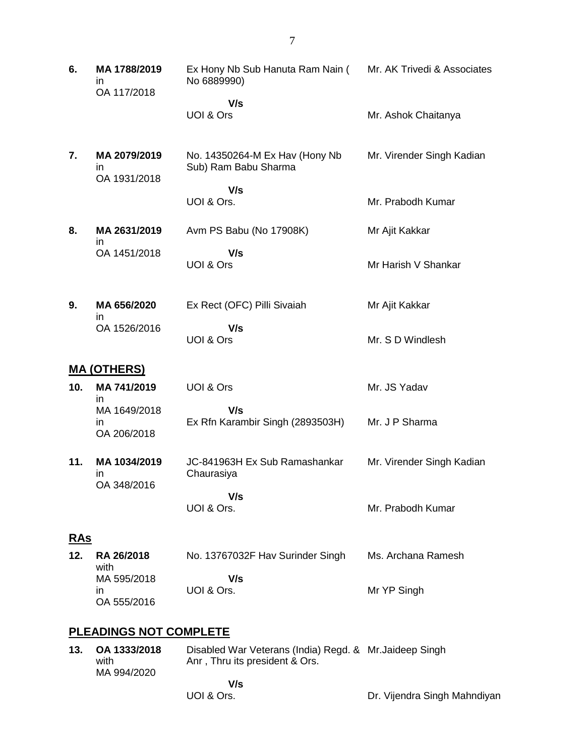| | | | |
|---|---|---|---|
| **6.** | **MA 1788/2019** in OA 117/2018 | Ex Hony Nb Sub Hanuta Ram Nain ( No 6889990)<br>**V/s**<br>UOI & Ors | Mr. AK Trivedi & Associates<br><br>Mr. Ashok Chaitanya |
| **7.** | **MA 2079/2019** in OA 1931/2018 | No. 14350264-M Ex Hav (Hony Nb Sub) Ram Babu Sharma<br>**V/s**<br>UOI & Ors. | Mr. Virender Singh Kadian<br><br>Mr. Prabodh Kumar |
| **8.** | **MA 2631/2019** in OA 1451/2018 | Avm PS Babu (No 17908K)<br>**V/s**<br>UOI & Ors | Mr Ajit Kakkar<br><br>Mr Harish V Shankar |
| **9.** | **MA 656/2020** in OA 1526/2016 | Ex Rect (OFC) Pilli Sivaiah<br>**V/s**<br>UOI & Ors | Mr Ajit Kakkar<br><br>Mr. S D Windlesh |

## MA (OTHERS)

| | | | |
|---|---|---|---|
| **10.** | **MA 741/2019** in MA 1649/2018 in OA 206/2018 | UOI & Ors<br>**V/s**<br>Ex Rfn Karambir Singh (2893503H) | Mr. JS Yadav<br><br>Mr. J P Sharma |
| **11.** | **MA 1034/2019** in OA 348/2016 | JC-841963H Ex Sub Ramashankar Chaurasiya<br>**V/s**<br>UOI & Ors. | Mr. Virender Singh Kadian<br><br>Mr. Prabodh Kumar |

## RAs

| | | | |
|---|---|---|---|
| **12.** | **RA 26/2018** with MA 595/2018 in OA 555/2016 | No. 13767032F Hav Surinder Singh<br>**V/s**<br>UOI & Ors. | Ms. Archana Ramesh<br><br>Mr YP Singh |

## PLEADINGS NOT COMPLETE

| | | | |
|---|---|---|---|
| **13.** | **OA 1333/2018** with MA 994/2020 | Disabled War Veterans (India) Regd. & Anr , Thru its president & Ors.<br>**V/s**<br>UOI & Ors. | Mr.Jaideep Singh<br><br>Dr. Vijendra Singh Mahndiyan |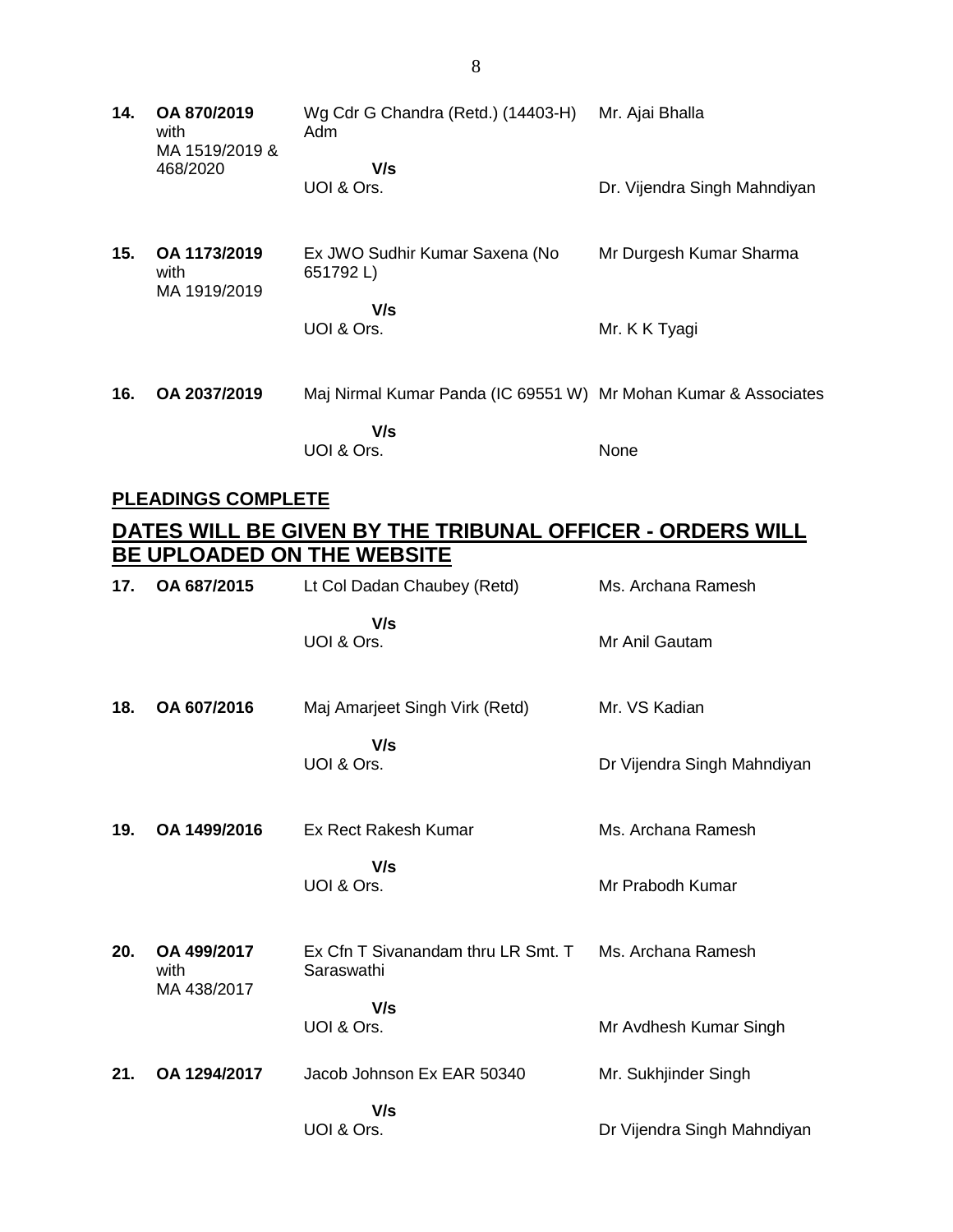| | | | |
|---|---|---|---|
| **14.** | **OA 870/2019** with MA 1519/2019 & 468/2020 | Wg Cdr G Chandra (Retd.) (14403-H) Adm | Mr. Ajai Bhalla |
| | | **V/s** UOI & Ors. | Dr. Vijendra Singh Mahndiyan |
| **15.** | **OA 1173/2019** with MA 1919/2019 | Ex JWO Sudhir Kumar Saxena (No 651792 L) | Mr Durgesh Kumar Sharma |
| | | **V/s** UOI & Ors. | Mr. K K Tyagi |
| **16.** | **OA 2037/2019** | Maj Nirmal Kumar Panda (IC 69551 W) | Mr Mohan Kumar & Associates |
| | | **V/s** UOI & Ors. | None |

**PLEADINGS COMPLETE**

## DATES WILL BE GIVEN BY THE TRIBUNAL OFFICER - ORDERS WILL BE UPLOADED ON THE WEBSITE

| | | | |
|---|---|---|---|
| **17.** | **OA 687/2015** | Lt Col Dadan Chaubey (Retd) | Ms. Archana Ramesh |
| | | **V/s** UOI & Ors. | Mr Anil Gautam |
| **18.** | **OA 607/2016** | Maj Amarjeet Singh Virk (Retd) | Mr. VS Kadian |
| | | **V/s** UOI & Ors. | Dr Vijendra Singh Mahndiyan |
| **19.** | **OA 1499/2016** | Ex Rect Rakesh Kumar | Ms. Archana Ramesh |
| | | **V/s** UOI & Ors. | Mr Prabodh Kumar |
| **20.** | **OA 499/2017** with MA 438/2017 | Ex Cfn T Sivanandam thru LR Smt. T Saraswathi | Ms. Archana Ramesh |
| | | **V/s** UOI & Ors. | Mr Avdhesh Kumar Singh |
| **21.** | **OA 1294/2017** | Jacob Johnson Ex EAR 50340 | Mr. Sukhjinder Singh |
| | | **V/s** UOI & Ors. | Dr Vijendra Singh Mahndiyan |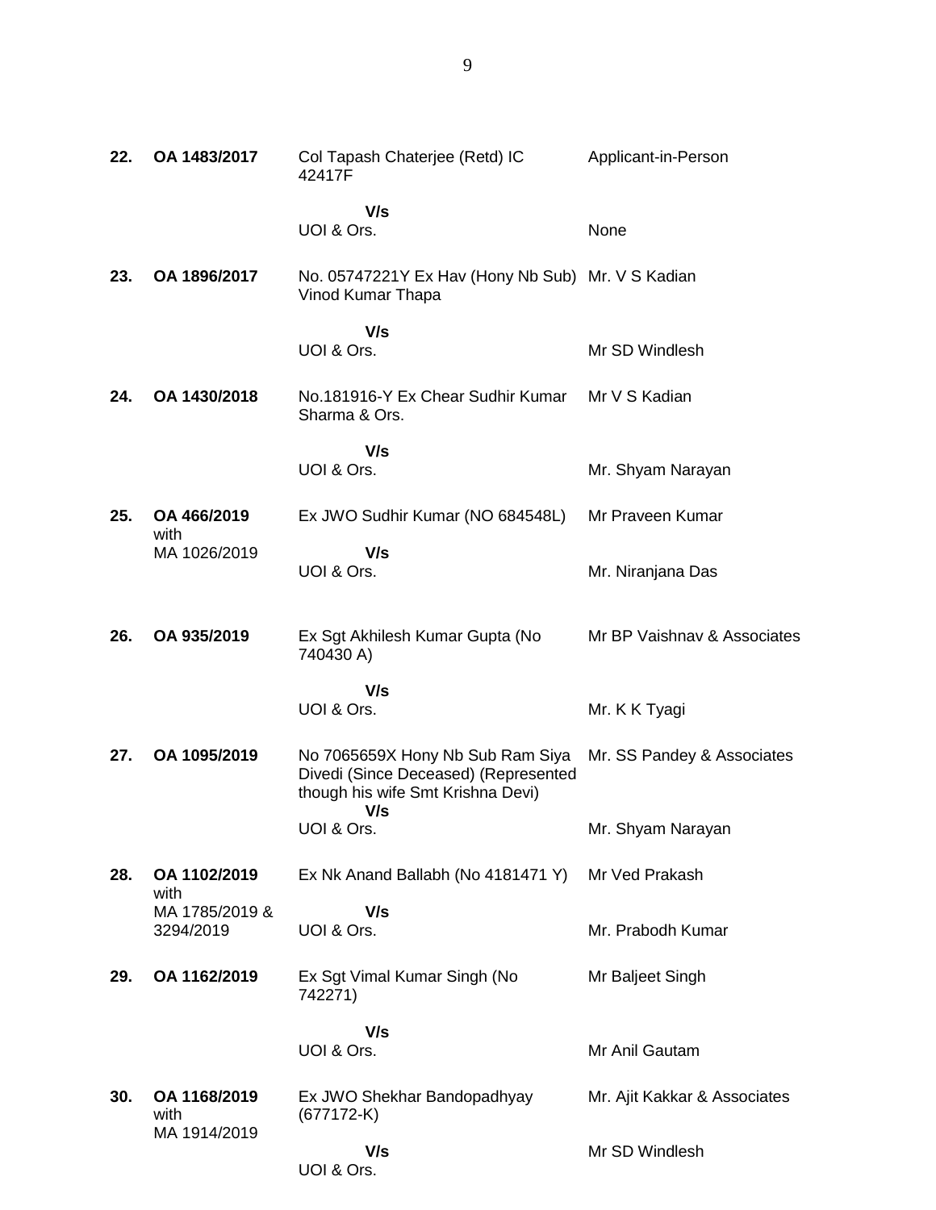| | | | |
|---|---|---|---|
| **22.** | **OA 1483/2017** | Col Tapash Chaterjee (Retd) IC 42417F<br>**V/s**<br>UOI & Ors. | Applicant-in-Person<br><br>None |
| **23.** | **OA 1896/2017** | No. 05747221Y Ex Hav (Hony Nb Sub) Vinod Kumar Thapa<br>**V/s**<br>UOI & Ors. | Mr. V S Kadian<br><br>Mr SD Windlesh |
| **24.** | **OA 1430/2018** | No.181916-Y Ex Chear Sudhir Kumar Sharma & Ors.<br>**V/s**<br>UOI & Ors. | Mr V S Kadian<br><br>Mr. Shyam Narayan |
| **25.** | **OA 466/2019** with MA 1026/2019 | Ex JWO Sudhir Kumar (NO 684548L)<br>**V/s**<br>UOI & Ors. | Mr Praveen Kumar<br><br>Mr. Niranjana Das |
| **26.** | **OA 935/2019** | Ex Sgt Akhilesh Kumar Gupta (No 740430 A)<br>**V/s**<br>UOI & Ors. | Mr BP Vaishnav & Associates<br><br>Mr. K K Tyagi |
| **27.** | **OA 1095/2019** | No 7065659X Hony Nb Sub Ram Siya Divedi (Since Deceased) (Represented though his wife Smt Krishna Devi)<br>**V/s**<br>UOI & Ors. | Mr. SS Pandey & Associates<br><br>Mr. Shyam Narayan |
| **28.** | **OA 1102/2019** with MA 1785/2019 & 3294/2019 | Ex Nk Anand Ballabh (No 4181471 Y)<br>**V/s**<br>UOI & Ors. | Mr Ved Prakash<br><br>Mr. Prabodh Kumar |
| **29.** | **OA 1162/2019** | Ex Sgt Vimal Kumar Singh (No 742271)<br>**V/s**<br>UOI & Ors. | Mr Baljeet Singh<br><br>Mr Anil Gautam |
| **30.** | **OA 1168/2019** with MA 1914/2019 | Ex JWO Shekhar Bandopadhyay (677172-K)<br>**V/s**<br>UOI & Ors. | Mr. Ajit Kakkar & Associates<br><br>Mr SD Windlesh |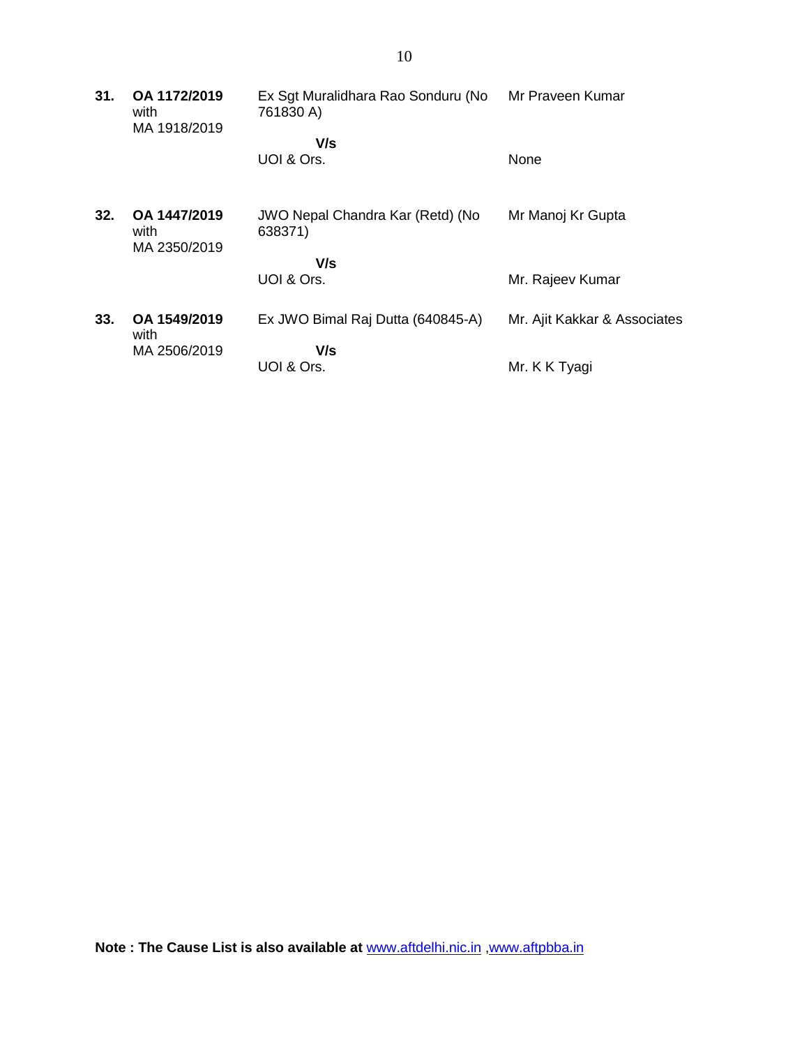| | | | |
|---|---|---|---|
| **31.** | **OA 1172/2019** with MA 1918/2019 | Ex Sgt Muralidhara Rao Sonduru (No 761830 A) **V/s** UOI & Ors. | Mr Praveen Kumar<br><br>None |
| **32.** | **OA 1447/2019** with MA 2350/2019 | JWO Nepal Chandra Kar (Retd) (No 638371) **V/s** UOI & Ors. | Mr Manoj Kr Gupta<br><br>Mr. Rajeev Kumar |
| **33.** | **OA 1549/2019** with MA 2506/2019 | Ex JWO Bimal Raj Dutta (640845-A) **V/s** UOI & Ors. | Mr. Ajit Kakkar & Associates<br><br>Mr. K K Tyagi |

**Note : The Cause List is also available at** www.aftdelhi.nic.in ,www.aftpbba.in